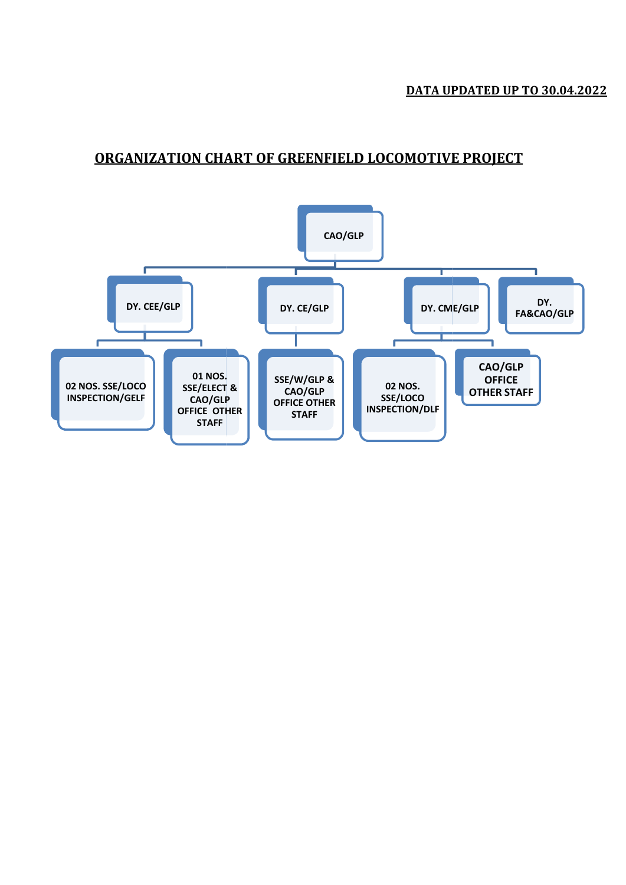**DATA UPDATED UP TO 30.04.2022**

# ORGANIZATION CHART OF GREENFIELD LOCOMOTIVE PROJECT

- CAO/GLP
  - DY. CEE/GLP
    - 02 NOS. SSE/LOCO INSPECTION/GELF
    - 01 NOS. SSE/ELECT & CAO/GLP OFFICE OTHER STAFF
  - DY. CE/GLP
    - SSE/W/GLP & CAO/GLP OFFICE OTHER STAFF
  - DY. CME/GLP
    - 02 NOS. SSE/LOCO INSPECTION/DLF
    - CAO/GLP OFFICE OTHER STAFF
  - DY. FA&CAO/GLP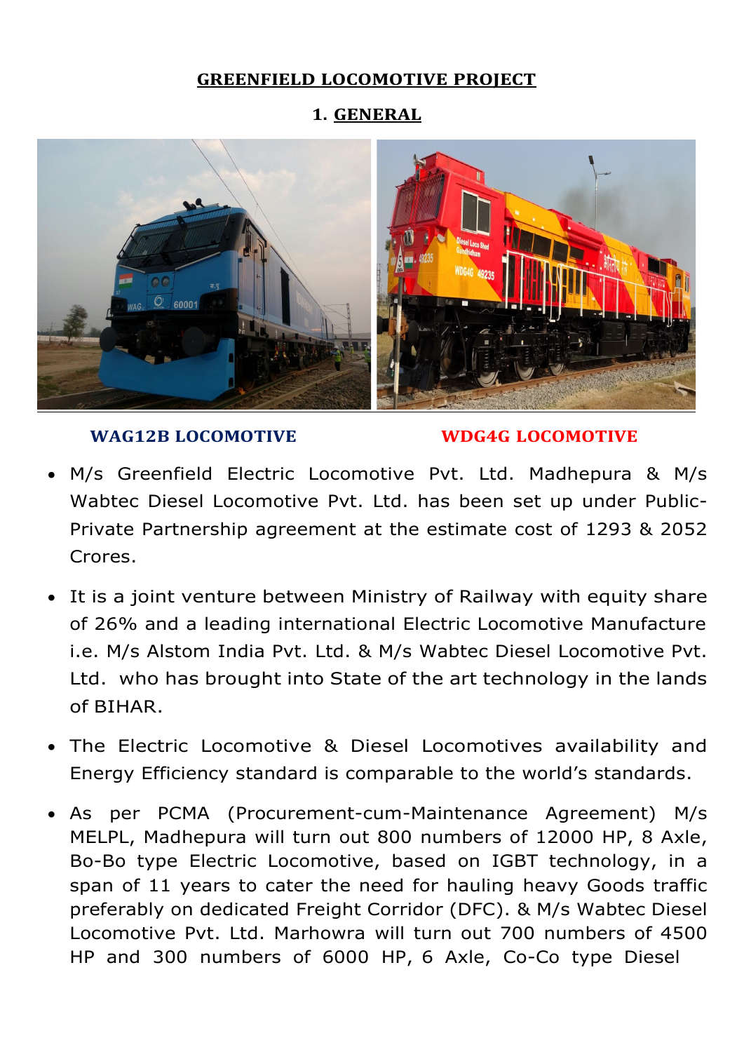# GREENFIELD LOCOMOTIVE PROJECT

## 1. GENERAL

**WAG12B LOCOMOTIVE** **WDG4G LOCOMOTIVE**

- M/s Greenfield Electric Locomotive Pvt. Ltd. Madhepura & M/s Wabtec Diesel Locomotive Pvt. Ltd. has been set up under Public-Private Partnership agreement at the estimate cost of 1293 & 2052 Crores.

- It is a joint venture between Ministry of Railway with equity share of 26% and a leading international Electric Locomotive Manufacture i.e. M/s Alstom India Pvt. Ltd. & M/s Wabtec Diesel Locomotive Pvt. Ltd. who has brought into State of the art technology in the lands of BIHAR.

- The Electric Locomotive & Diesel Locomotives availability and Energy Efficiency standard is comparable to the world's standards.

- As per PCMA (Procurement-cum-Maintenance Agreement) M/s MELPL, Madhepura will turn out 800 numbers of 12000 HP, 8 Axle, Bo-Bo type Electric Locomotive, based on IGBT technology, in a span of 11 years to cater the need for hauling heavy Goods traffic preferably on dedicated Freight Corridor (DFC). & M/s Wabtec Diesel Locomotive Pvt. Ltd. Marhowra will turn out 700 numbers of 4500 HP and 300 numbers of 6000 HP, 6 Axle, Co-Co type Diesel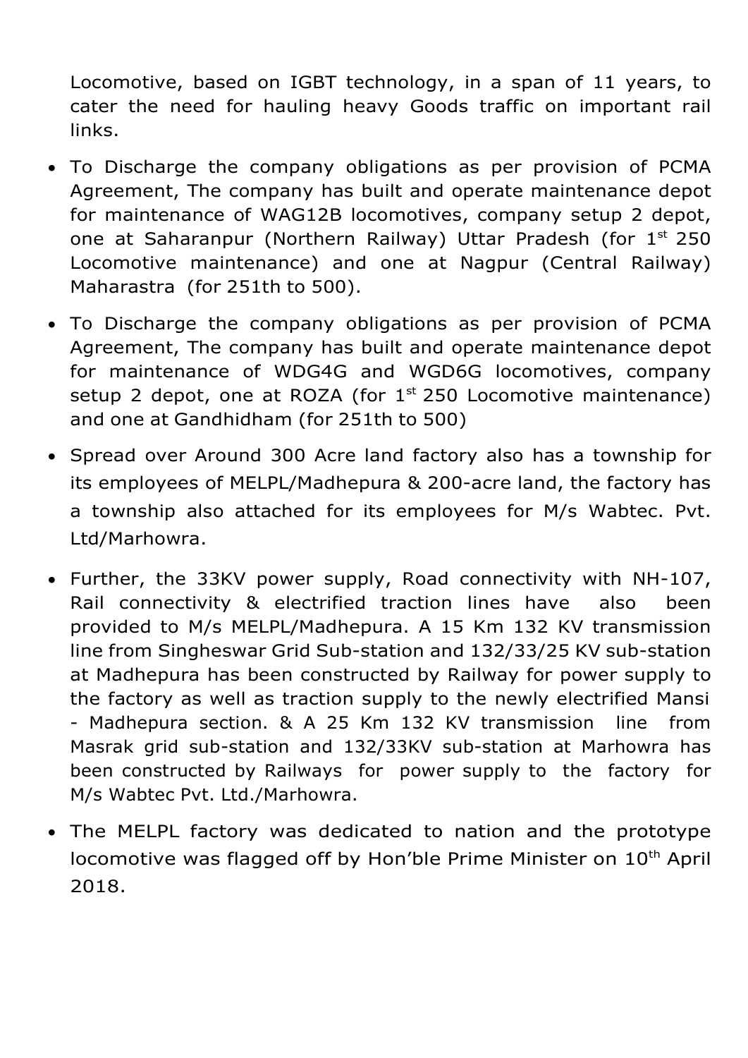Locomotive, based on IGBT technology, in a span of 11 years, to cater the need for hauling heavy Goods traffic on important rail links.

- To Discharge the company obligations as per provision of PCMA Agreement, The company has built and operate maintenance depot for maintenance of WAG12B locomotives, company setup 2 depot, one at Saharanpur (Northern Railway) Uttar Pradesh (for 1st 250 Locomotive maintenance) and one at Nagpur (Central Railway) Maharastra (for 251th to 500).
- To Discharge the company obligations as per provision of PCMA Agreement, The company has built and operate maintenance depot for maintenance of WDG4G and WGD6G locomotives, company setup 2 depot, one at ROZA (for 1st 250 Locomotive maintenance) and one at Gandhidham (for 251th to 500)
- Spread over Around 300 Acre land factory also has a township for its employees of MELPL/Madhepura & 200-acre land, the factory has a township also attached for its employees for M/s Wabtec. Pvt. Ltd/Marhowra.
- Further, the 33KV power supply, Road connectivity with NH-107, Rail connectivity & electrified traction lines have also been provided to M/s MELPL/Madhepura. A 15 Km 132 KV transmission line from Singheswar Grid Sub-station and 132/33/25 KV sub-station at Madhepura has been constructed by Railway for power supply to the factory as well as traction supply to the newly electrified Mansi - Madhepura section. & A 25 Km 132 KV transmission line from Masrak grid sub-station and 132/33KV sub-station at Marhowra has been constructed by Railways for power supply to the factory for M/s Wabtec Pvt. Ltd./Marhowra.
- The MELPL factory was dedicated to nation and the prototype locomotive was flagged off by Hon'ble Prime Minister on 10th April 2018.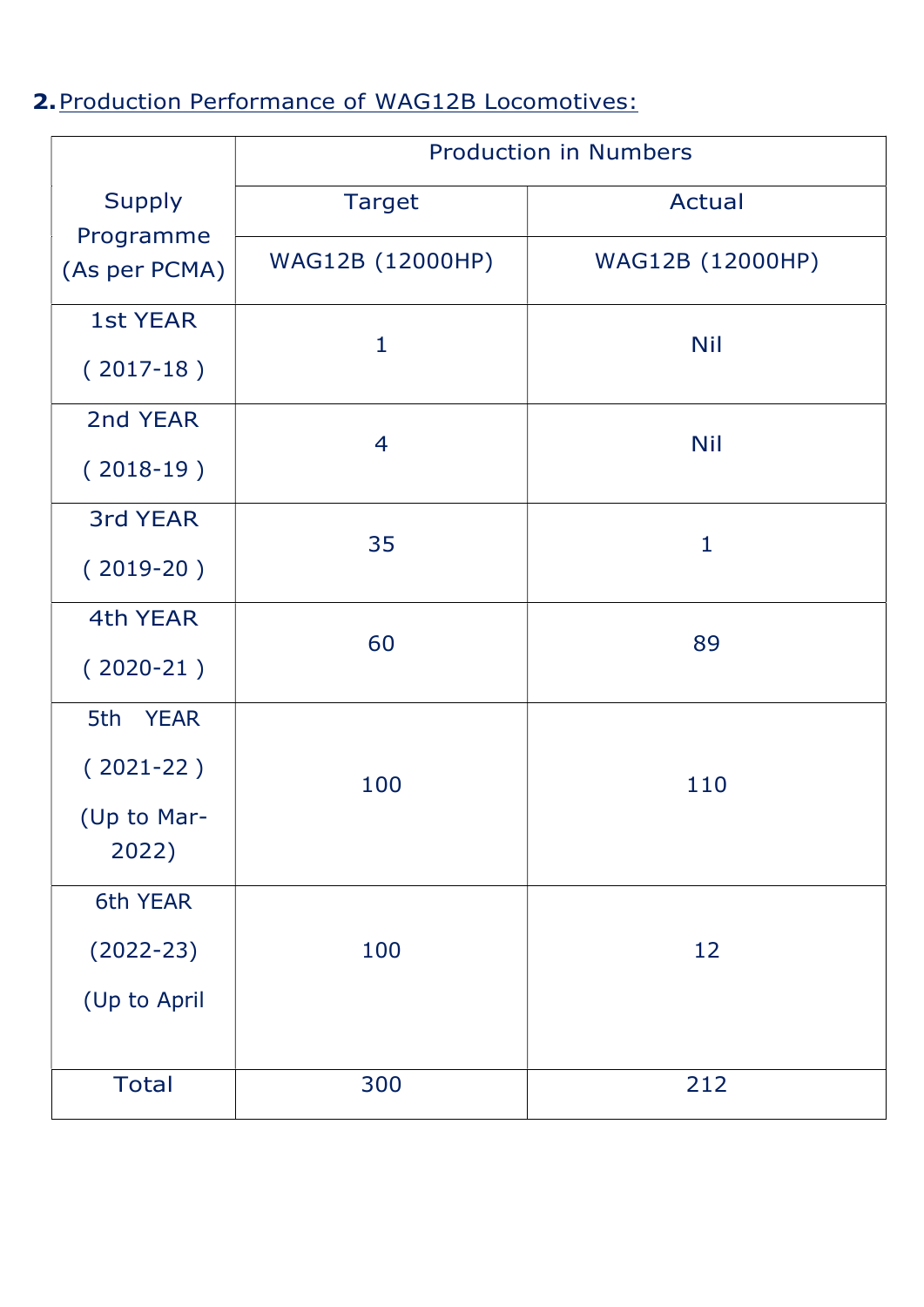**2. Production Performance of WAG12B Locomotives:**

| Supply Programme (As per PCMA) | Production in Numbers | |
|---|---|---|
| | Target | Actual |
| | WAG12B (12000HP) | WAG12B (12000HP) |
| 1st YEAR ( 2017-18 ) | 1 | Nil |
| 2nd YEAR ( 2018-19 ) | 4 | Nil |
| 3rd YEAR ( 2019-20 ) | 35 | 1 |
| 4th YEAR ( 2020-21 ) | 60 | 89 |
| 5th YEAR ( 2021-22 ) (Up to Mar-2022) | 100 | 110 |
| 6th YEAR (2022-23) (Up to April | 100 | 12 |
| Total | 300 | 212 |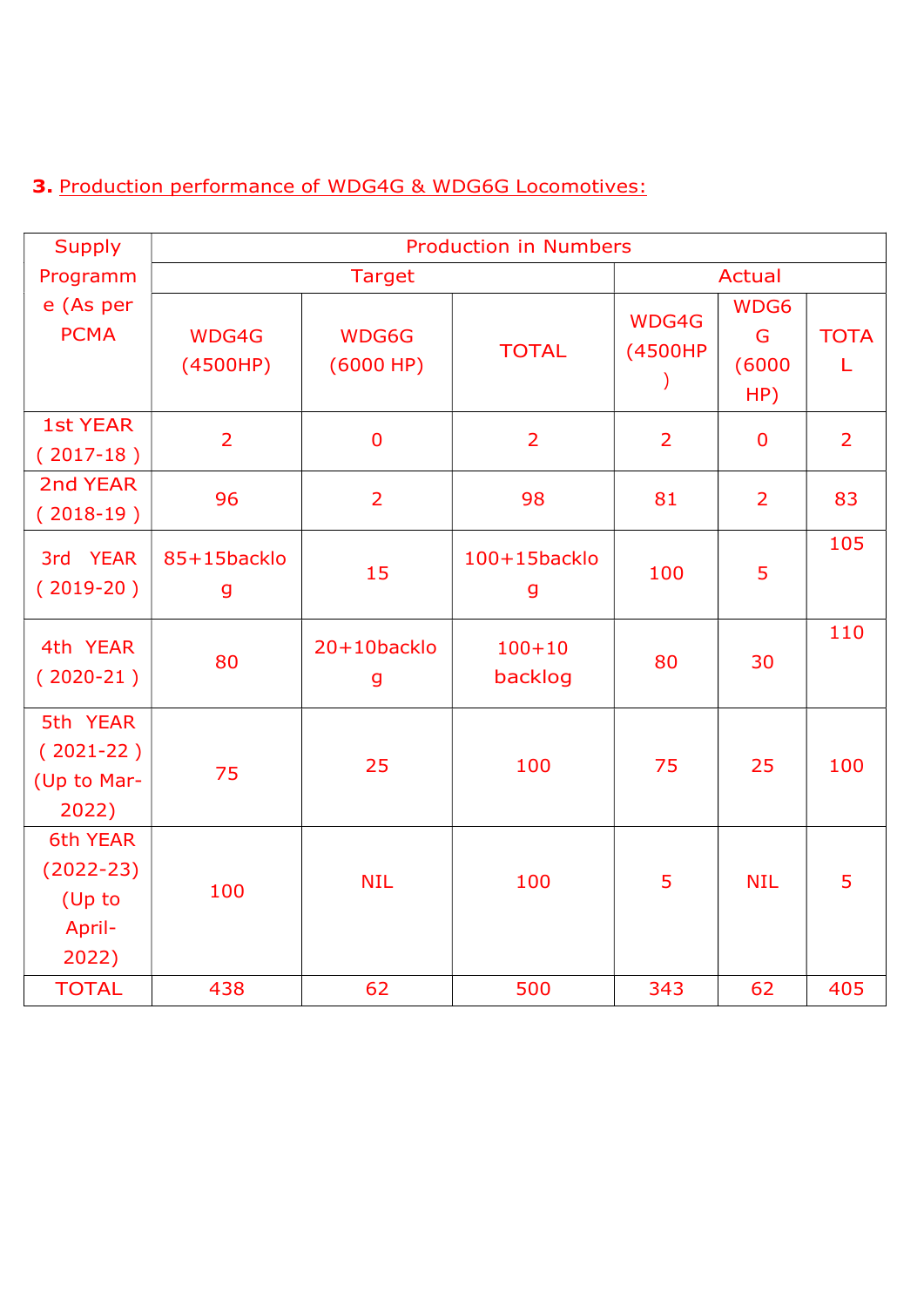**3.** Production performance of WDG4G & WDG6G Locomotives:

| Supply Programme (As per PCMA) | Production in Numbers | | | | | |
|---|---|---|---|---|---|---|
| | Target | | | Actual | | |
| | WDG4G (4500HP) | WDG6G (6000 HP) | TOTAL | WDG4G (4500HP) | WDG6G (6000 HP) | TOTAL |
| 1st YEAR ( 2017-18 ) | 2 | 0 | 2 | 2 | 0 | 2 |
| 2nd YEAR ( 2018-19 ) | 96 | 2 | 98 | 81 | 2 | 83 |
| 3rd YEAR ( 2019-20 ) | 85+15backlog | 15 | 100+15backlog | 100 | 5 | 105 |
| 4th YEAR ( 2020-21 ) | 80 | 20+10backlog | 100+10 backlog | 80 | 30 | 110 |
| 5th YEAR ( 2021-22 ) (Up to Mar-2022) | 75 | 25 | 100 | 75 | 25 | 100 |
| 6th YEAR (2022-23) (Up to April-2022) | 100 | NIL | 100 | 5 | NIL | 5 |
| TOTAL | 438 | 62 | 500 | 343 | 62 | 405 |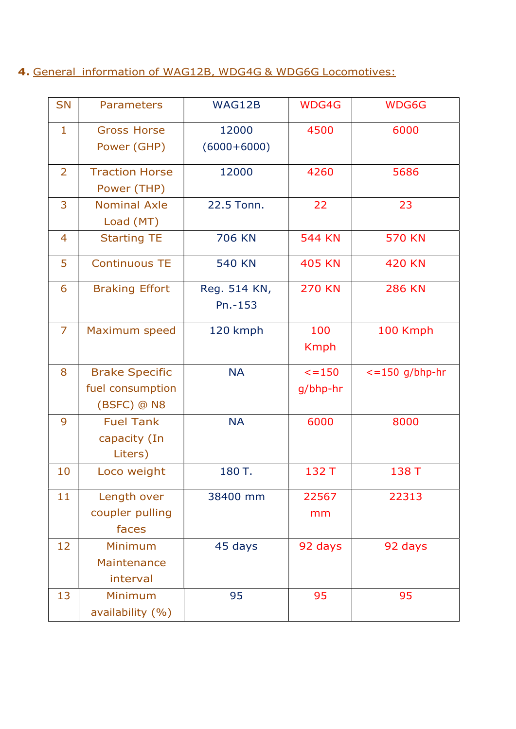**4.** General information of WAG12B, WDG4G & WDG6G Locomotives:

| SN | Parameters | WAG12B | WDG4G | WDG6G |
|---|---|---|---|---|
| 1 | Gross Horse Power (GHP) | 12000 (6000+6000) | 4500 | 6000 |
| 2 | Traction Horse Power (THP) | 12000 | 4260 | 5686 |
| 3 | Nominal Axle Load (MT) | 22.5 Tonn. | 22 | 23 |
| 4 | Starting TE | 706 KN | 544 KN | 570 KN |
| 5 | Continuous TE | 540 KN | 405 KN | 420 KN |
| 6 | Braking Effort | Reg. 514 KN, Pn.-153 | 270 KN | 286 KN |
| 7 | Maximum speed | 120 kmph | 100 Kmph | 100 Kmph |
| 8 | Brake Specific fuel consumption (BSFC) @ N8 | NA | <=150 g/bhp-hr | <=150 g/bhp-hr |
| 9 | Fuel Tank capacity (In Liters) | NA | 6000 | 8000 |
| 10 | Loco weight | 180 T. | 132 T | 138 T |
| 11 | Length over coupler pulling faces | 38400 mm | 22567 mm | 22313 |
| 12 | Minimum Maintenance interval | 45 days | 92 days | 92 days |
| 13 | Minimum availability (%) | 95 | 95 | 95 |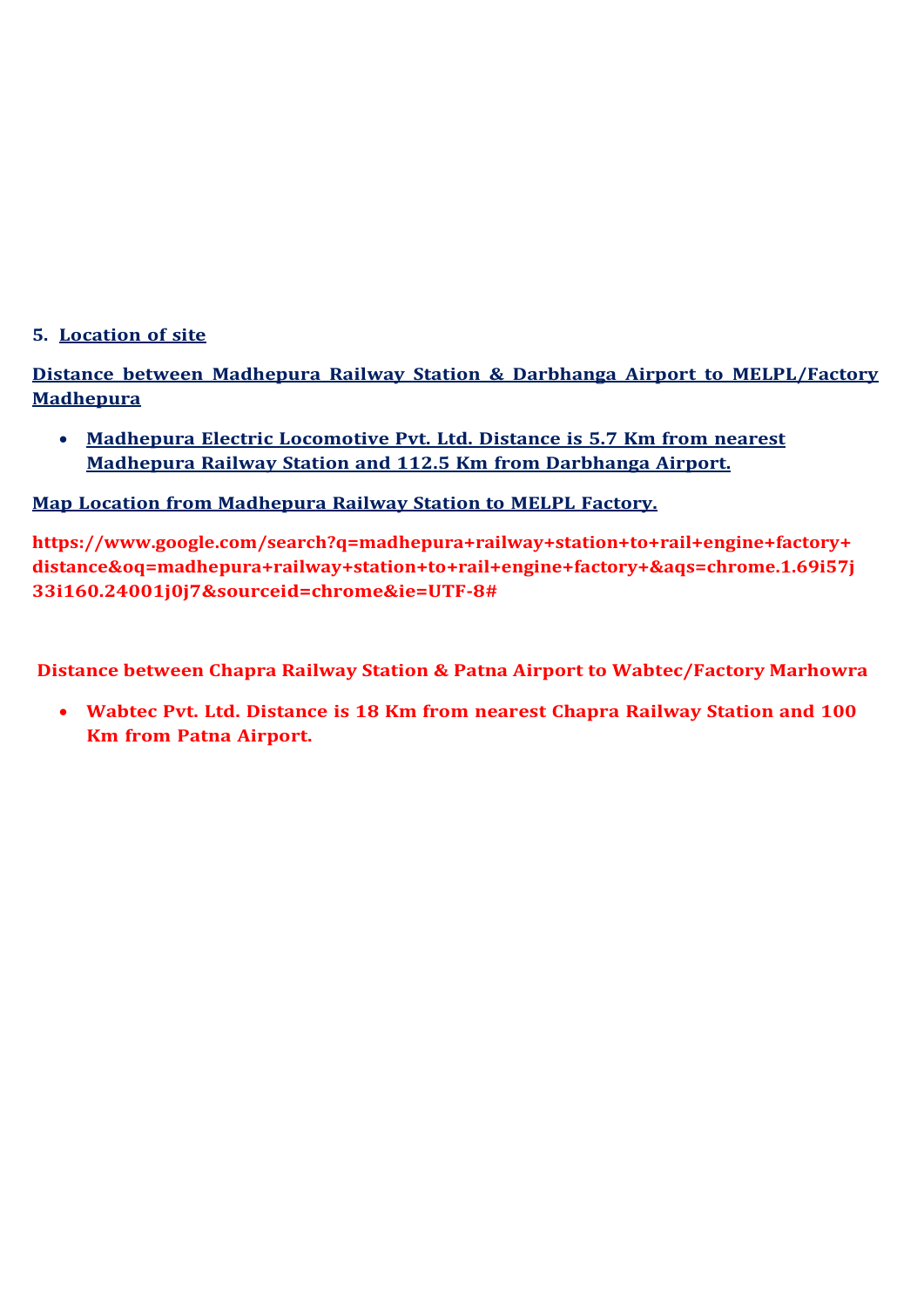**5. Location of site**

**Distance between Madhepura Railway Station & Darbhanga Airport to MELPL/Factory Madhepura**

- **Madhepura Electric Locomotive Pvt. Ltd. Distance is 5.7 Km from nearest Madhepura Railway Station and 112.5 Km from Darbhanga Airport.**

**Map Location from Madhepura Railway Station to MELPL Factory.**

**https://www.google.com/search?q=madhepura+railway+station+to+rail+engine+factory+distance&oq=madhepura+railway+station+to+rail+engine+factory+&aqs=chrome.1.69i57j33i160.24001j0j7&sourceid=chrome&ie=UTF-8#**

**Distance between Chapra Railway Station & Patna Airport to Wabtec/Factory Marhowra**

- **Wabtec Pvt. Ltd. Distance is 18 Km from nearest Chapra Railway Station and 100 Km from Patna Airport.**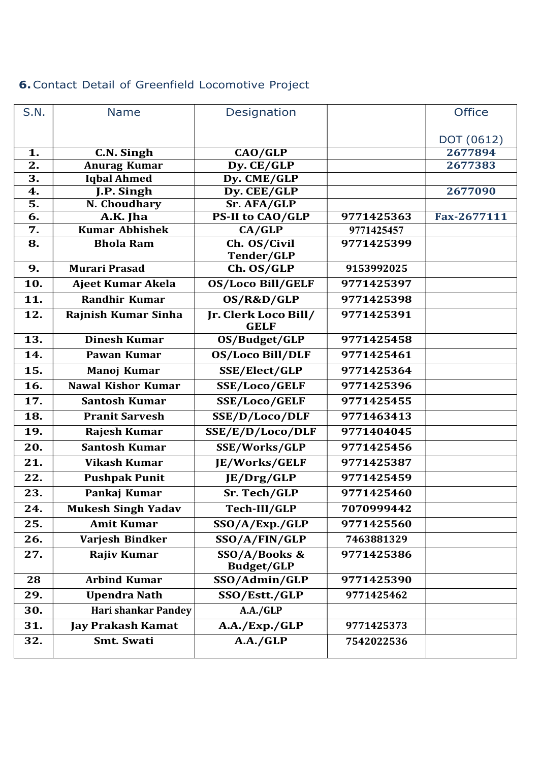**6.** Contact Detail of Greenfield Locomotive Project

| S.N. | Name | Designation | | Office<br><br>DOT (0612) |
|---|---|---|---|---|
| **1.** | **C.N. Singh** | **CAO/GLP** | | **2677894** |
| **2.** | **Anurag Kumar** | **Dy. CE/GLP** | | **2677383** |
| **3.** | **Iqbal Ahmed** | **Dy. CME/GLP** | | |
| **4.** | **J.P. Singh** | **Dy. CEE/GLP** | | **2677090** |
| **5.** | **N. Choudhary** | **Sr. AFA/GLP** | | |
| **6.** | **A.K. Jha** | **PS-II to CAO/GLP** | **9771425363** | **Fax-2677111** |
| **7.** | **Kumar Abhishek** | **CA/GLP** | 9771425457 | |
| **8.** | **Bhola Ram** | **Ch. OS/Civil Tender/GLP** | **9771425399** | |
| **9.** | **Murari Prasad** | **Ch. OS/GLP** | **9153992025** | |
| **10.** | **Ajeet Kumar Akela** | **OS/Loco Bill/GELF** | **9771425397** | |
| **11.** | **Randhir Kumar** | **OS/R&D/GLP** | **9771425398** | |
| **12.** | **Rajnish Kumar Sinha** | **Jr. Clerk Loco Bill/ GELF** | **9771425391** | |
| **13.** | **Dinesh Kumar** | **OS/Budget/GLP** | **9771425458** | |
| **14.** | **Pawan Kumar** | **OS/Loco Bill/DLF** | **9771425461** | |
| **15.** | **Manoj Kumar** | **SSE/Elect/GLP** | **9771425364** | |
| **16.** | **Nawal Kishor Kumar** | **SSE/Loco/GELF** | **9771425396** | |
| **17.** | **Santosh Kumar** | **SSE/Loco/GELF** | **9771425455** | |
| **18.** | **Pranit Sarvesh** | **SSE/D/Loco/DLF** | **9771463413** | |
| **19.** | **Rajesh Kumar** | **SSE/E/D/Loco/DLF** | **9771404045** | |
| **20.** | **Santosh Kumar** | **SSE/Works/GLP** | **9771425456** | |
| **21.** | **Vikash Kumar** | **JE/Works/GELF** | **9771425387** | |
| **22.** | **Pushpak Punit** | **JE/Drg/GLP** | **9771425459** | |
| **23.** | **Pankaj Kumar** | **Sr. Tech/GLP** | **9771425460** | |
| **24.** | **Mukesh Singh Yadav** | **Tech-III/GLP** | **7070999442** | |
| **25.** | **Amit Kumar** | **SSO/A/Exp./GLP** | **9771425560** | |
| **26.** | **Varjesh Bindker** | **SSO/A/FIN/GLP** | **7463881329** | |
| **27.** | **Rajiv Kumar** | **SSO/A/Books & Budget/GLP** | **9771425386** | |
| **28** | **Arbind Kumar** | **SSO/Admin/GLP** | **9771425390** | |
| **29.** | **Upendra Nath** | **SSO/Estt./GLP** | **9771425462** | |
| **30.** | **Hari shankar Pandey** | **A.A./GLP** | | |
| **31.** | **Jay Prakash Kamat** | **A.A./Exp./GLP** | **9771425373** | |
| **32.** | **Smt. Swati** | **A.A./GLP** | **7542022536** | |